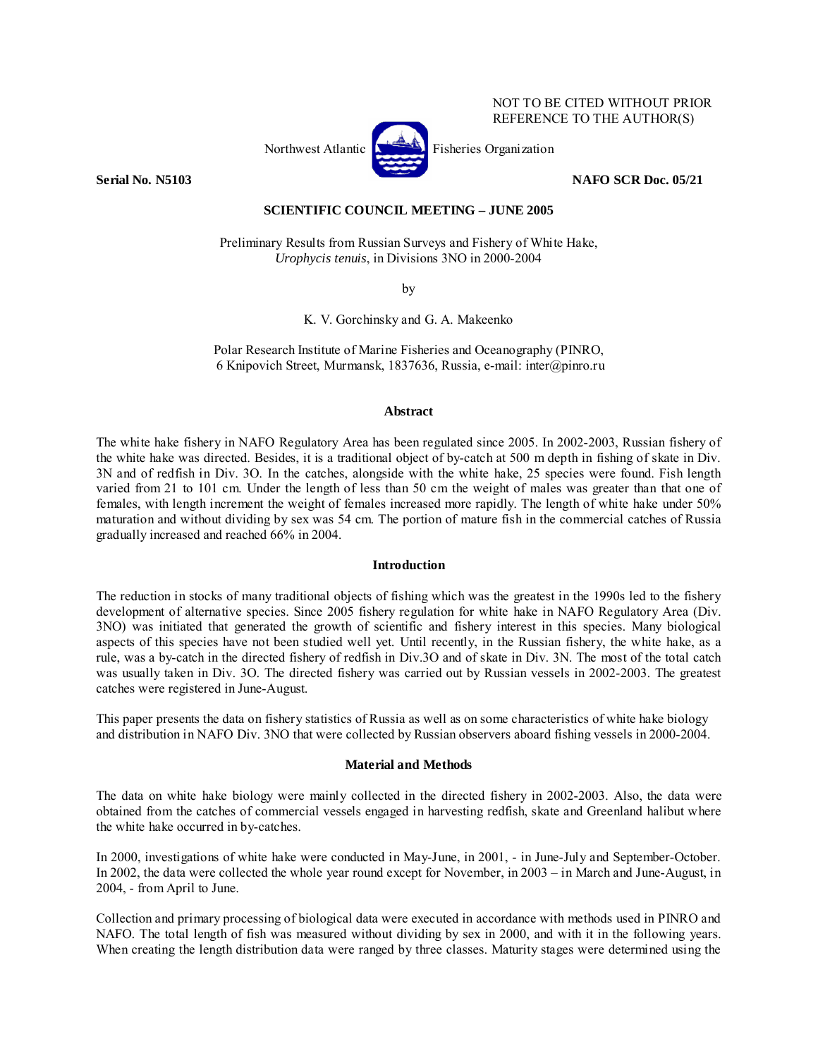NOT TO BE CITED WITHOUT PRIOR REFERENCE TO THE AUTHOR(S)

Northwest Atlantic Fisheries Organization

**Serial No. N5103** **NAFO SCR Doc. 05/21**

**SCIENTIFIC COUNCIL MEETING – JUNE 2005**

Preliminary Results from Russian Surveys and Fishery of White Hake, *Urophycis tenuis*, in Divisions 3NO in 2000-2004

by

K. V. Gorchinsky and G. A. Makeenko

Polar Research Institute of Marine Fisheries and Oceanography (PINRO, 6 Knipovich Street, Murmansk, 1837636, Russia, e-mail: inter@pinro.ru

## Abstract

The white hake fishery in NAFO Regulatory Area has been regulated since 2005. In 2002-2003, Russian fishery of the white hake was directed. Besides, it is a traditional object of by-catch at 500 m depth in fishing of skate in Div. 3N and of redfish in Div. 3O. In the catches, alongside with the white hake, 25 species were found. Fish length varied from 21 to 101 cm. Under the length of less than 50 cm the weight of males was greater than that one of females, with length increment the weight of females increased more rapidly. The length of white hake under 50% maturation and without dividing by sex was 54 cm. The portion of mature fish in the commercial catches of Russia gradually increased and reached 66% in 2004.

## Introduction

The reduction in stocks of many traditional objects of fishing which was the greatest in the 1990s led to the fishery development of alternative species. Since 2005 fishery regulation for white hake in NAFO Regulatory Area (Div. 3NO) was initiated that generated the growth of scientific and fishery interest in this species. Many biological aspects of this species have not been studied well yet. Until recently, in the Russian fishery, the white hake, as a rule, was a by-catch in the directed fishery of redfish in Div.3O and of skate in Div. 3N. The most of the total catch was usually taken in Div. 3O. The directed fishery was carried out by Russian vessels in 2002-2003. The greatest catches were registered in June-August.

This paper presents the data on fishery statistics of Russia as well as on some characteristics of white hake biology and distribution in NAFO Div. 3NO that were collected by Russian observers aboard fishing vessels in 2000-2004.

## Material and Methods

The data on white hake biology were mainly collected in the directed fishery in 2002-2003. Also, the data were obtained from the catches of commercial vessels engaged in harvesting redfish, skate and Greenland halibut where the white hake occurred in by-catches.

In 2000, investigations of white hake were conducted in May-June, in 2001, - in June-July and September-October. In 2002, the data were collected the whole year round except for November, in 2003 – in March and June-August, in 2004, - from April to June.

Collection and primary processing of biological data were executed in accordance with methods used in PINRO and NAFO. The total length of fish was measured without dividing by sex in 2000, and with it in the following years. When creating the length distribution data were ranged by three classes. Maturity stages were determined using the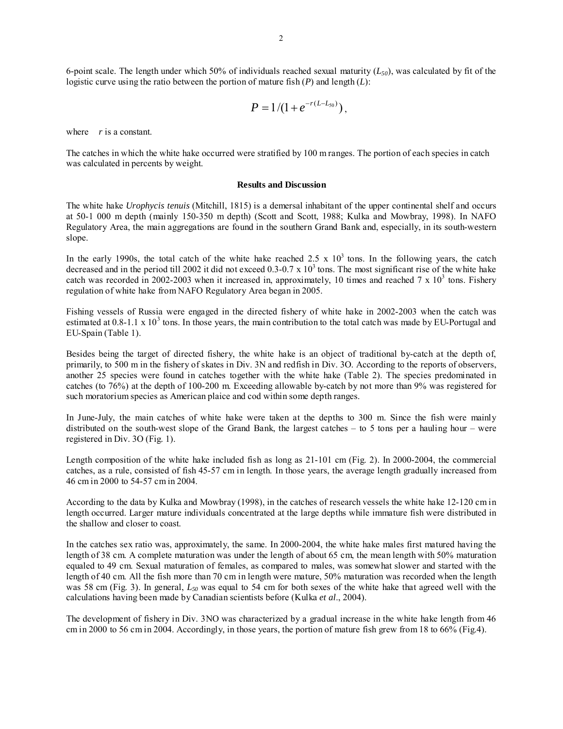6-point scale. The length under which 50% of individuals reached sexual maturity ($L_{50}$), was calculated by fit of the logistic curve using the ratio between the portion of mature fish ($P$) and length ($L$):

$$P = 1/(1 + e^{-r(L-L_{50})}),$$

where $r$ is a constant.

The catches in which the white hake occurred were stratified by 100 m ranges. The portion of each species in catch was calculated in percents by weight.

## Results and Discussion

The white hake *Urophycis tenuis* (Mitchill, 1815) is a demersal inhabitant of the upper continental shelf and occurs at 50-1 000 m depth (mainly 150-350 m depth) (Scott and Scott, 1988; Kulka and Mowbray, 1998). In NAFO Regulatory Area, the main aggregations are found in the southern Grand Bank and, especially, in its south-western slope.

In the early 1990s, the total catch of the white hake reached $2.5 \times 10^3$ tons. In the following years, the catch decreased and in the period till 2002 it did not exceed $0.3\text{-}0.7 \times 10^3$ tons. The most significant rise of the white hake catch was recorded in 2002-2003 when it increased in, approximately, 10 times and reached $7 \times 10^3$ tons. Fishery regulation of white hake from NAFO Regulatory Area began in 2005.

Fishing vessels of Russia were engaged in the directed fishery of white hake in 2002-2003 when the catch was estimated at $0.8\text{-}1.1 \times 10^3$ tons. In those years, the main contribution to the total catch was made by EU-Portugal and EU-Spain (Table 1).

Besides being the target of directed fishery, the white hake is an object of traditional by-catch at the depth of, primarily, to 500 m in the fishery of skates in Div. 3N and redfish in Div. 3O. According to the reports of observers, another 25 species were found in catches together with the white hake (Table 2). The species predominated in catches (to 76%) at the depth of 100-200 m. Exceeding allowable by-catch by not more than 9% was registered for such moratorium species as American plaice and cod within some depth ranges.

In June-July, the main catches of white hake were taken at the depths to 300 m. Since the fish were mainly distributed on the south-west slope of the Grand Bank, the largest catches – to 5 tons per a hauling hour – were registered in Div. 3O (Fig. 1).

Length composition of the white hake included fish as long as 21-101 cm (Fig. 2). In 2000-2004, the commercial catches, as a rule, consisted of fish 45-57 cm in length. In those years, the average length gradually increased from 46 cm in 2000 to 54-57 cm in 2004.

According to the data by Kulka and Mowbray (1998), in the catches of research vessels the white hake 12-120 cm in length occurred. Larger mature individuals concentrated at the large depths while immature fish were distributed in the shallow and closer to coast.

In the catches sex ratio was, approximately, the same. In 2000-2004, the white hake males first matured having the length of 38 cm. A complete maturation was under the length of about 65 cm, the mean length with 50% maturation equaled to 49 cm. Sexual maturation of females, as compared to males, was somewhat slower and started with the length of 40 cm. All the fish more than 70 cm in length were mature, 50% maturation was recorded when the length was 58 cm (Fig. 3). In general, $L_{50}$ was equal to 54 cm for both sexes of the white hake that agreed well with the calculations having been made by Canadian scientists before (Kulka *et al*., 2004).

The development of fishery in Div. 3NO was characterized by a gradual increase in the white hake length from 46 cm in 2000 to 56 cm in 2004. Accordingly, in those years, the portion of mature fish grew from 18 to 66% (Fig.4).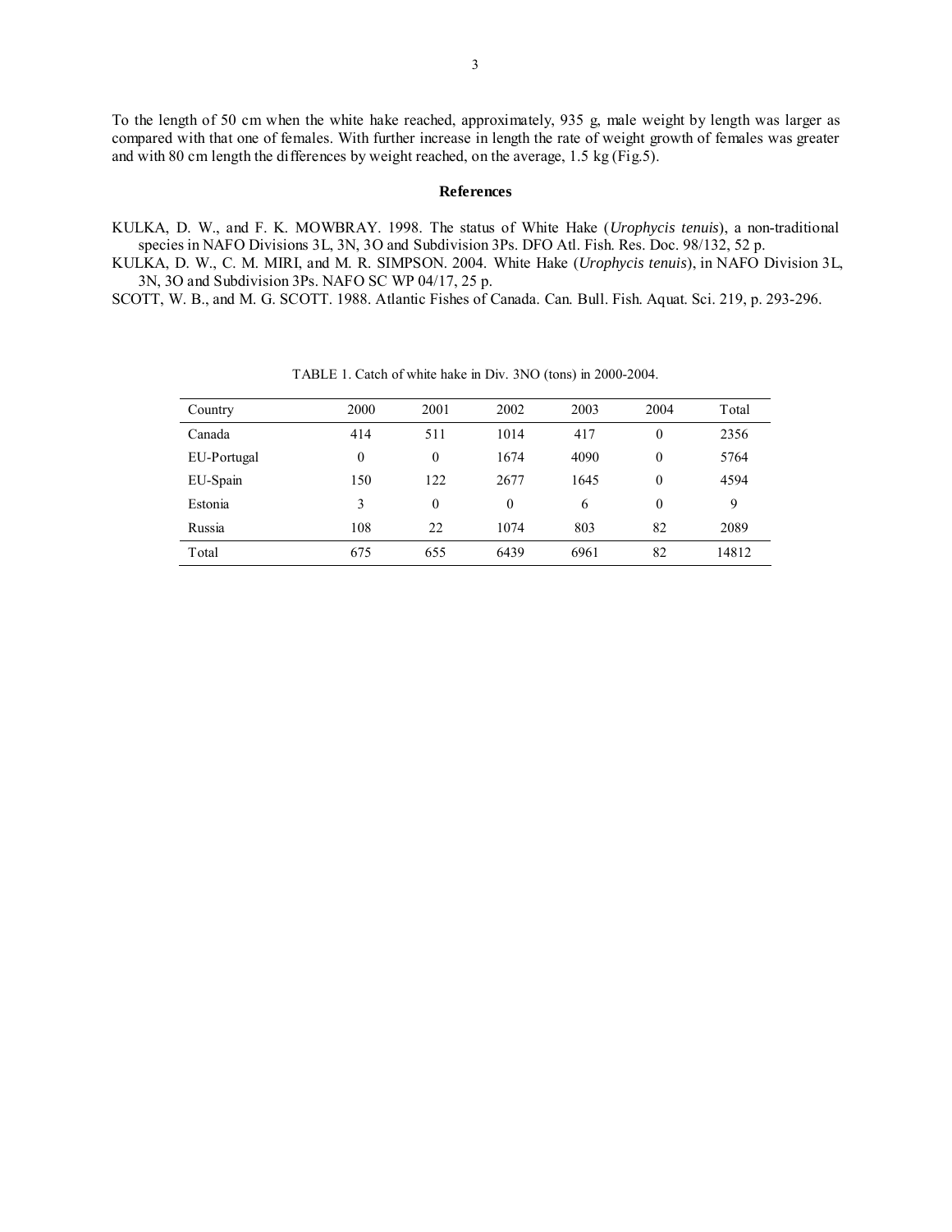To the length of 50 cm when the white hake reached, approximately, 935 g, male weight by length was larger as compared with that one of females. With further increase in length the rate of weight growth of females was greater and with 80 cm length the differences by weight reached, on the average, 1.5 kg (Fig.5).

## References

KULKA, D. W., and F. K. MOWBRAY. 1998. The status of White Hake (*Urophycis tenuis*), a non-traditional species in NAFO Divisions 3L, 3N, 3O and Subdivision 3Ps. DFO Atl. Fish. Res. Doc. 98/132, 52 p.

KULKA, D. W., C. M. MIRI, and M. R. SIMPSON. 2004. White Hake (*Urophycis tenuis*), in NAFO Division 3L, 3N, 3O and Subdivision 3Ps. NAFO SC WP 04/17, 25 p.

SCOTT, W. B., and M. G. SCOTT. 1988. Atlantic Fishes of Canada. Can. Bull. Fish. Aquat. Sci. 219, p. 293-296.

TABLE 1. Catch of white hake in Div. 3NO (tons) in 2000-2004.

| Country | 2000 | 2001 | 2002 | 2003 | 2004 | Total |
|---|---|---|---|---|---|---|
| Canada | 414 | 511 | 1014 | 417 | 0 | 2356 |
| EU-Portugal | 0 | 0 | 1674 | 4090 | 0 | 5764 |
| EU-Spain | 150 | 122 | 2677 | 1645 | 0 | 4594 |
| Estonia | 3 | 0 | 0 | 6 | 0 | 9 |
| Russia | 108 | 22 | 1074 | 803 | 82 | 2089 |
| Total | 675 | 655 | 6439 | 6961 | 82 | 14812 |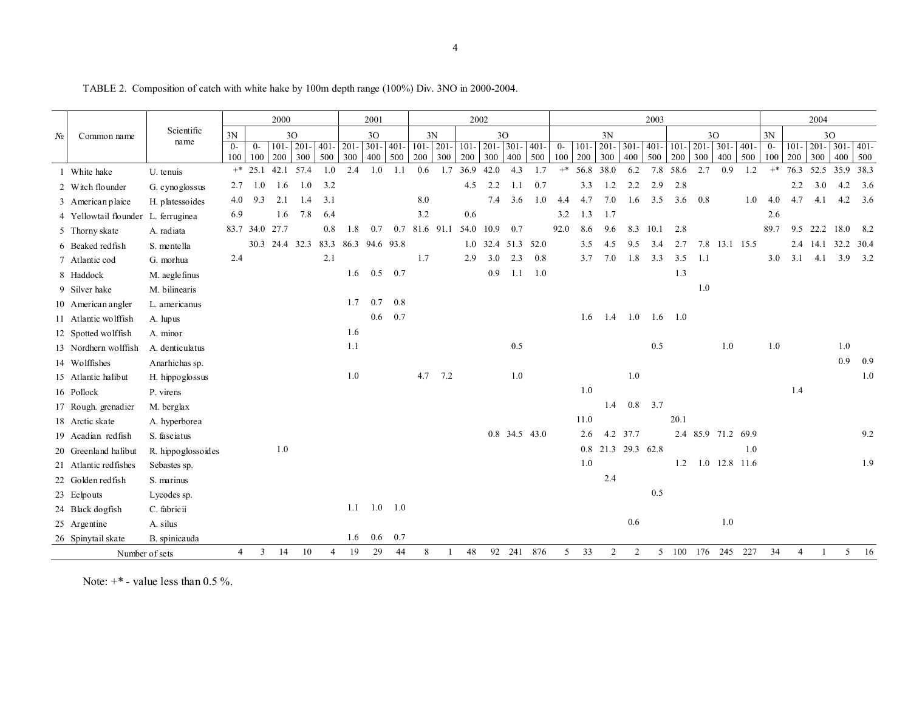TABLE 2. Composition of catch with white hake by 100m depth range (100%) Div. 3NO in 2000-2004.

| № | Common name | Scientific name | 2000 | | | | | 2001 | | | 2002 | | | | | | 2003 | | | | | | | | | 2004 | | | | |
|---|---|---|---|---|---|---|---|---|---|---|---|---|---|---|---|---|---|---|---|---|---|---|---|---|---|---|---|---|---|---|
| | | | 3N | 3O | | | | 3O | | | 3N | | 3O | | | | 3N | | | | | 3O | | | | 3N | 3O | | | |
| | | | 0-100 | 0-100 | 101-200 | 201-300 | 401-500 | 201-300 | 301-400 | 401-500 | 101-200 | 201-300 | 101-200 | 201-300 | 301-400 | 401-500 | 0-100 | 101-200 | 201-300 | 301-400 | 401-500 | 101-200 | 201-300 | 301-400 | 401-500 | 0-100 | 101-200 | 201-300 | 301-400 | 401-500 |
| 1 | White hake | U. tenuis | +* | 25.1 | 42.1 | 57.4 | 1.0 | 2.4 | 1.0 | 1.1 | 0.6 | 1.7 | 36.9 | 42.0 | 4.3 | 1.7 | +* | 56.8 | 38.0 | 6.2 | 7.8 | 58.6 | 2.7 | 0.9 | 1.2 | +* | 76.3 | 52.5 | 35.9 | 38.3 |
| 2 | Witch flounder | G. cynoglossus | 2.7 | 1.0 | 1.6 | 1.0 | 3.2 | | | | | | 4.5 | 2.2 | 1.1 | 0.7 | | 3.3 | 1.2 | 2.2 | 2.9 | 2.8 | | | | | 2.2 | 3.0 | 4.2 | 3.6 |
| 3 | American plaice | H. platessoides | 4.0 | 9.3 | 2.1 | 1.4 | 3.1 | | | | 8.0 | | | 7.4 | 3.6 | 1.0 | 4.4 | 4.7 | 7.0 | 1.6 | 3.5 | 3.6 | 0.8 | | 1.0 | 4.0 | 4.7 | 4.1 | 4.2 | 3.6 |
| 4 | Yellowtail flounder | L. ferruginea | 6.9 | | 1.6 | 7.8 | 6.4 | | | | 3.2 | | 0.6 | | | | 3.2 | 1.3 | 1.7 | | | | | | | 2.6 | | | | |
| 5 | Thorny skate | A. radiata | 83.7 | 34.0 | 27.7 | | 0.8 | 1.8 | 0.7 | 0.7 | 81.6 | 91.1 | 54.0 | 10.9 | 0.7 | | 92.0 | 8.6 | 9.6 | 8.3 | 10.1 | 2.8 | | | | 89.7 | 9.5 | 22.2 | 18.0 | 8.2 |
| 6 | Beaked redfish | S. mentella | | 30.3 | 24.4 | 32.3 | 83.3 | 86.3 | 94.6 | 93.8 | | | 1.0 | 32.4 | 51.3 | 52.0 | | 3.5 | 4.5 | 9.5 | 3.4 | 2.7 | 7.8 | 13.1 | 15.5 | | 2.4 | 14.1 | 32.2 | 30.4 |
| 7 | Atlantic cod | G. morhua | 2.4 | | | | 2.1 | | | | 1.7 | | 2.9 | 3.0 | 2.3 | 0.8 | | 3.7 | 7.0 | 1.8 | 3.3 | 3.5 | 1.1 | | | 3.0 | 3.1 | 4.1 | 3.9 | 3.2 |
| 8 | Haddock | M. aeglefinus | | | | | | 1.6 | 0.5 | 0.7 | | | | 0.9 | 1.1 | 1.0 | | | | | | 1.3 | | | | | | | | |
| 9 | Silver hake | M. bilinearis | | | | | | | | | | | | | | | | | | | | | 1.0 | | | | | | | |
| 10 | American angler | L. americanus | | | | | | 1.7 | 0.7 | 0.8 | | | | | | | | | | | | | | | | | | | | |
| 11 | Atlantic wolffish | A. lupus | | | | | | | 0.6 | 0.7 | | | | | | | | 1.6 | 1.4 | 1.0 | 1.6 | 1.0 | | | | | | | | |
| 12 | Spotted wolffish | A. minor | | | | | | 1.6 | | | | | | | | | | | | | | | | | | | | | | |
| 13 | Nordhern wolffish | A. denticulatus | | | | | | 1.1 | | | | | | | 0.5 | | | | | | 0.5 | | | 1.0 | | 1.0 | | | 1.0 | |
| 14 | Wolffishes | Anarhichas sp. | | | | | | | | | | | | | | | | | | | | | | | | | | | 0.9 | 0.9 |
| 15 | Atlantic halibut | H. hippoglossus | | | | | | 1.0 | | | 4.7 | 7.2 | | | 1.0 | | | | | 1.0 | | | | | | | | | | 1.0 |
| 16 | Pollock | P. virens | | | | | | | | | | | | | | | | 1.0 | | | | | | | | | 1.4 | | | |
| 17 | Rough. grenadier | M. berglax | | | | | | | | | | | | | | | | | 1.4 | 0.8 | 3.7 | | | | | | | | | |
| 18 | Arctic skate | A. hyperborea | | | | | | | | | | | | | | | | 11.0 | | | | 20.1 | | | | | | | | |
| 19 | Acadian redfish | S. fasciatus | | | | | | | | | | | | 0.8 | 34.5 | 43.0 | | 2.6 | 4.2 | 37.7 | | 2.4 | 85.9 | 71.2 | 69.9 | | | | | 9.2 |
| 20 | Greenland halibut | R. hippoglossoides | | | 1.0 | | | | | | | | | | | | | 0.8 | 21.3 | 29.3 | 62.8 | | | | 1.0 | | | | | |
| 21 | Atlantic redfishes | Sebastes sp. | | | | | | | | | | | | | | | | 1.0 | | | | 1.2 | 1.0 | 12.8 | 11.6 | | | | | 1.9 |
| 22 | Golden redfish | S. marinus | | | | | | | | | | | | | | | | | 2.4 | | | | | | | | | | | |
| 23 | Eelpouts | Lycodes sp. | | | | | | | | | | | | | | | | | | | 0.5 | | | | | | | | | |
| 24 | Black dogfish | C. fabricii | | | | | | 1.1 | 1.0 | 1.0 | | | | | | | | | | | | | | | | | | | | |
| 25 | Argentine | A. silus | | | | | | | | | | | | | | | | | | 0.6 | | | | 1.0 | | | | | | |
| 26 | Spinytail skate | B. spinicauda | | | | | | 1.6 | 0.6 | 0.7 | | | | | | | | | | | | | | | | | | | | |
| | Number of sets | | 4 | 3 | 14 | 10 | 4 | 19 | 29 | 44 | 8 | 1 | 48 | 92 | 241 | 876 | 5 | 33 | 2 | 2 | 5 | 100 | 176 | 245 | 227 | 34 | 4 | 1 | 5 | 16 |

Note: +* - value less than 0.5 %.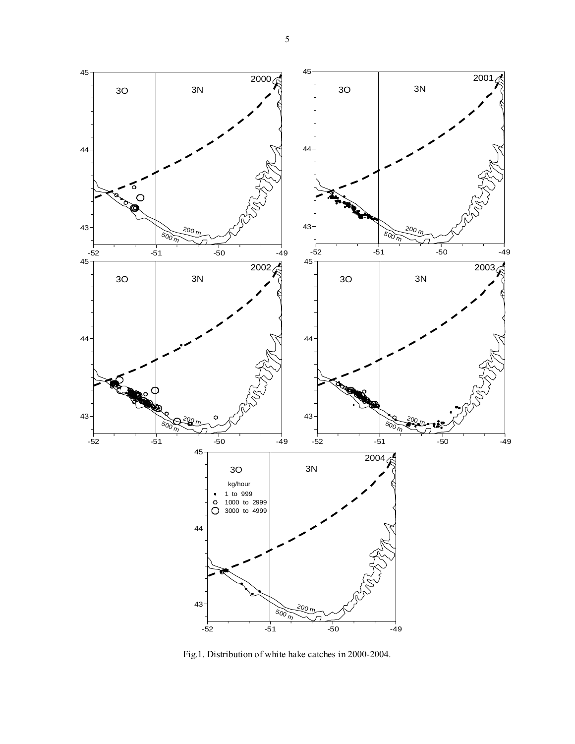Fig.1. Distribution of white hake catches in 2000-2004.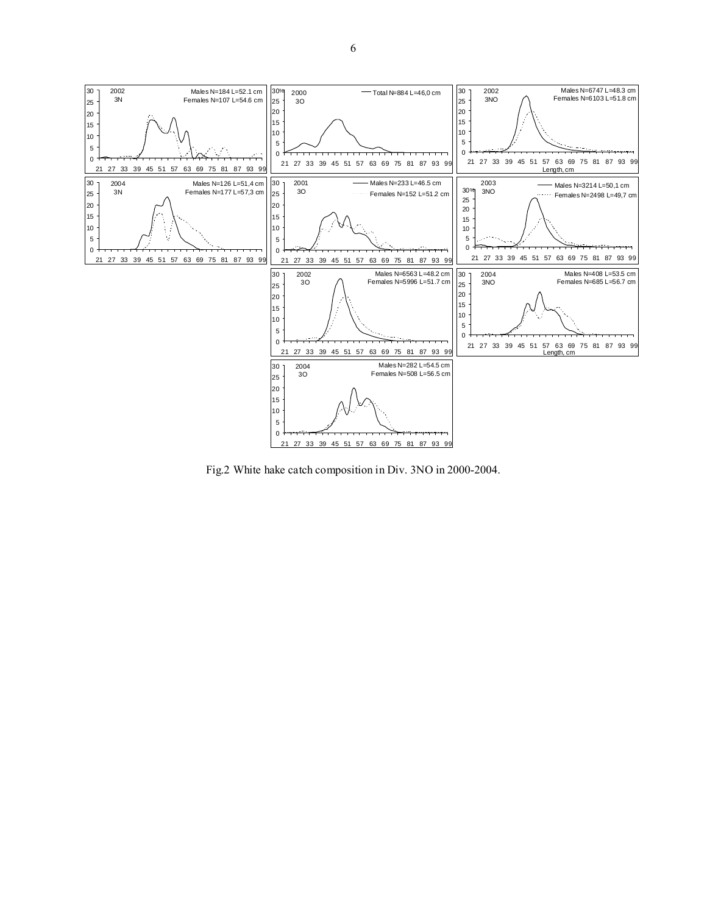Fig.2 White hake catch composition in Div. 3NO in 2000-2004.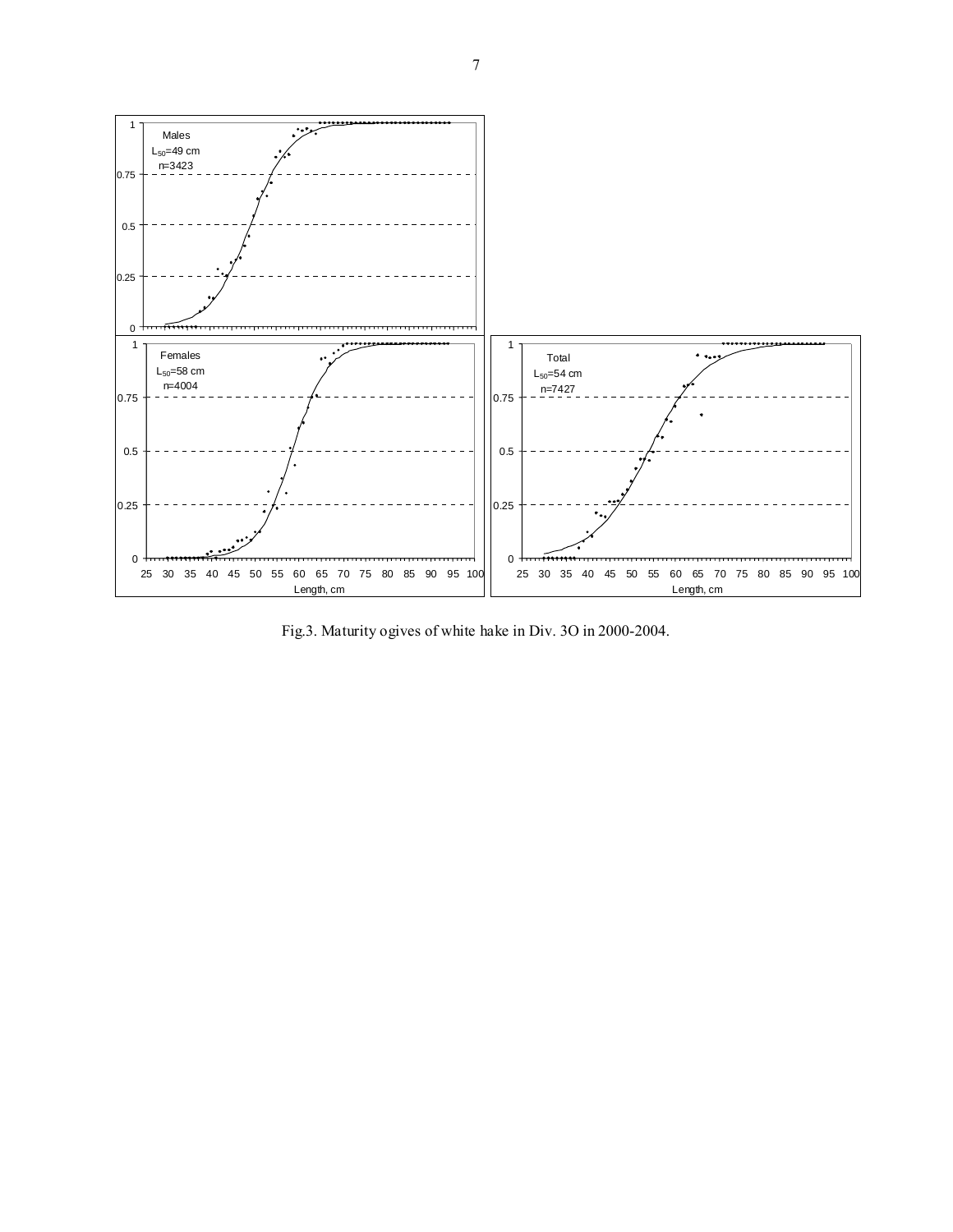Fig.3. Maturity ogives of white hake in Div. 3O in 2000-2004.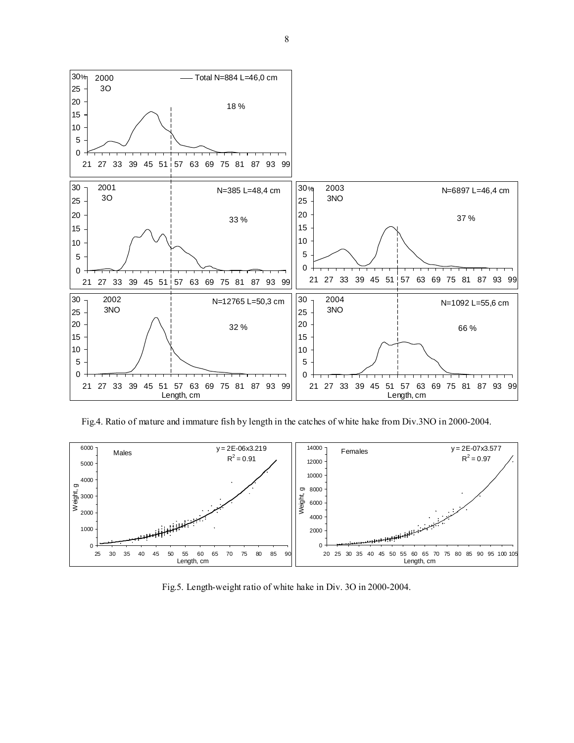30%
2000
3O
Total N=884 L=46,0 cm
18 %
25
20
15
10
5
0
21 27 33 39 45 51 57 63 69 75 81 87 93 99

30
2001
3O
N=385 L=48,4 cm
33 %
25
20
15
10
5
0
21 27 33 39 45 51 57 63 69 75 81 87 93 99

30%
2003
3NO
N=6897 L=46,4 cm
37 %
25
20
15
10
5
0
21 27 33 39 45 51 57 63 69 75 81 87 93 99

30
2002
3NO
N=12765 L=50,3 cm
32 %
25
20
15
10
5
0
21 27 33 39 45 51 57 63 69 75 81 87 93 99
Length, cm

30
2004
3NO
N=1092 L=55,6 cm
66 %
25
20
15
10
5
0
21 27 33 39 45 51 57 63 69 75 81 87 93 99
Length, cm

Fig.4. Ratio of mature and immature fish by length in the catches of white hake from Div.3NO in 2000-2004.

Males
$y = 2E\text{-}06x^{3.219}$
$R^2 = 0.91$
Weight, g
6000
5000
4000
3000
2000
1000
0
25 30 35 40 45 50 55 60 65 70 75 80 85 90
Length, cm

Females
$y = 2E\text{-}07x^{3.577}$
$R^2 = 0.97$
Weight, g
14000
12000
10000
8000
6000
4000
2000
0
20 25 30 35 40 45 50 55 60 65 70 75 80 85 90 95 100 105
Length, cm

Fig.5. Length-weight ratio of white hake in Div. 3O in 2000-2004.